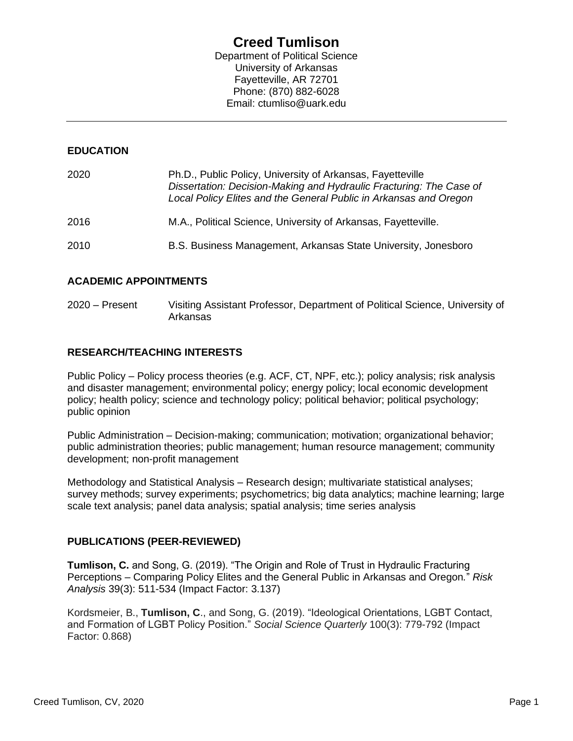# Creed Tumlison

Department of Political Science
University of Arkansas
Fayetteville, AR 72701
Phone: (870) 882-6028
Email: ctumliso@uark.edu

---

## EDUCATION

2020 Ph.D., Public Policy, University of Arkansas, Fayetteville
*Dissertation: Decision-Making and Hydraulic Fracturing: The Case of Local Policy Elites and the General Public in Arkansas and Oregon*

2016 M.A., Political Science, University of Arkansas, Fayetteville.

2010 B.S. Business Management, Arkansas State University, Jonesboro

## ACADEMIC APPOINTMENTS

2020 – Present Visiting Assistant Professor, Department of Political Science, University of Arkansas

## RESEARCH/TEACHING INTERESTS

Public Policy – Policy process theories (e.g. ACF, CT, NPF, etc.); policy analysis; risk analysis and disaster management; environmental policy; energy policy; local economic development policy; health policy; science and technology policy; political behavior; political psychology; public opinion

Public Administration – Decision-making; communication; motivation; organizational behavior; public administration theories; public management; human resource management; community development; non-profit management

Methodology and Statistical Analysis – Research design; multivariate statistical analyses; survey methods; survey experiments; psychometrics; big data analytics; machine learning; large scale text analysis; panel data analysis; spatial analysis; time series analysis

## PUBLICATIONS (PEER-REVIEWED)

**Tumlison, C.** and Song, G. (2019). "The Origin and Role of Trust in Hydraulic Fracturing Perceptions – Comparing Policy Elites and the General Public in Arkansas and Oregon." *Risk Analysis* 39(3): 511-534 (Impact Factor: 3.137)

Kordsmeier, B., **Tumlison, C**., and Song, G. (2019). "Ideological Orientations, LGBT Contact, and Formation of LGBT Policy Position." *Social Science Quarterly* 100(3): 779-792 (Impact Factor: 0.868)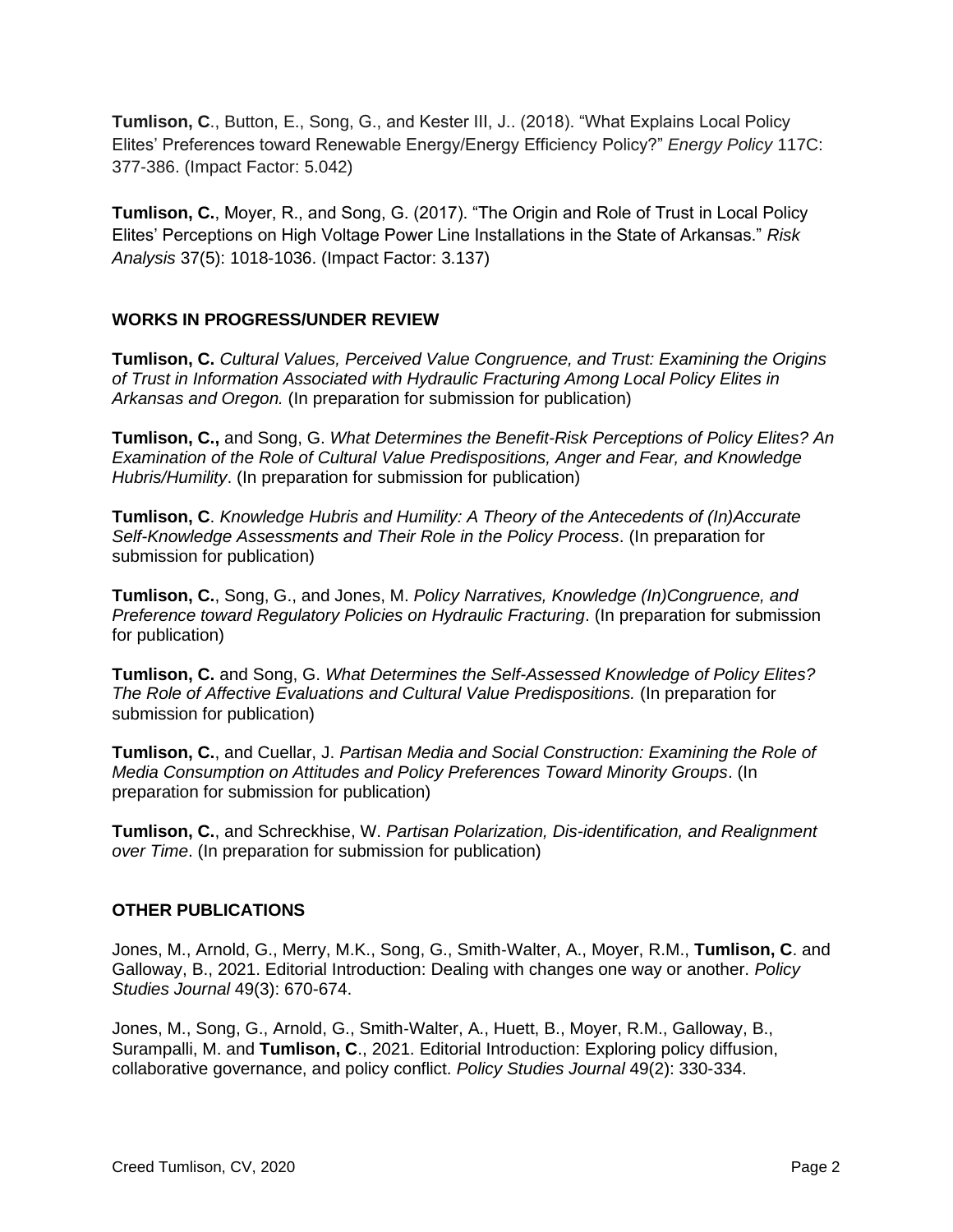**Tumlison, C**., Button, E., Song, G., and Kester III, J.. (2018). "What Explains Local Policy Elites' Preferences toward Renewable Energy/Energy Efficiency Policy?" *Energy Policy* 117C: 377-386. (Impact Factor: 5.042)

**Tumlison, C.**, Moyer, R., and Song, G. (2017). "The Origin and Role of Trust in Local Policy Elites' Perceptions on High Voltage Power Line Installations in the State of Arkansas." *Risk Analysis* 37(5): 1018-1036. (Impact Factor: 3.137)

## WORKS IN PROGRESS/UNDER REVIEW

**Tumlison, C.** *Cultural Values, Perceived Value Congruence, and Trust: Examining the Origins of Trust in Information Associated with Hydraulic Fracturing Among Local Policy Elites in Arkansas and Oregon.* (In preparation for submission for publication)

**Tumlison, C.,** and Song, G. *What Determines the Benefit-Risk Perceptions of Policy Elites? An Examination of the Role of Cultural Value Predispositions, Anger and Fear, and Knowledge Hubris/Humility*. (In preparation for submission for publication)

**Tumlison, C**. *Knowledge Hubris and Humility: A Theory of the Antecedents of (In)Accurate Self-Knowledge Assessments and Their Role in the Policy Process*. (In preparation for submission for publication)

**Tumlison, C.**, Song, G., and Jones, M. *Policy Narratives, Knowledge (In)Congruence, and Preference toward Regulatory Policies on Hydraulic Fracturing*. (In preparation for submission for publication)

**Tumlison, C.** and Song, G. *What Determines the Self-Assessed Knowledge of Policy Elites? The Role of Affective Evaluations and Cultural Value Predispositions.* (In preparation for submission for publication)

**Tumlison, C.**, and Cuellar, J. *Partisan Media and Social Construction: Examining the Role of Media Consumption on Attitudes and Policy Preferences Toward Minority Groups*. (In preparation for submission for publication)

**Tumlison, C.**, and Schreckhise, W. *Partisan Polarization, Dis-identification, and Realignment over Time*. (In preparation for submission for publication)

## OTHER PUBLICATIONS

Jones, M., Arnold, G., Merry, M.K., Song, G., Smith-Walter, A., Moyer, R.M., **Tumlison, C**. and Galloway, B., 2021. Editorial Introduction: Dealing with changes one way or another. *Policy Studies Journal* 49(3): 670-674.

Jones, M., Song, G., Arnold, G., Smith-Walter, A., Huett, B., Moyer, R.M., Galloway, B., Surampalli, M. and **Tumlison, C**., 2021. Editorial Introduction: Exploring policy diffusion, collaborative governance, and policy conflict. *Policy Studies Journal* 49(2): 330-334.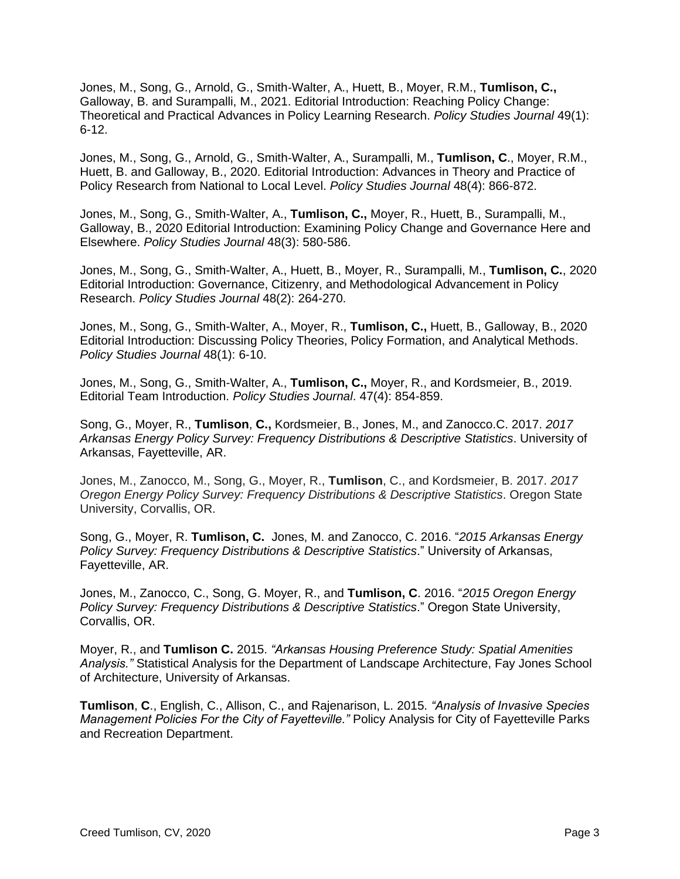Jones, M., Song, G., Arnold, G., Smith-Walter, A., Huett, B., Moyer, R.M., **Tumlison, C.,** Galloway, B. and Surampalli, M., 2021. Editorial Introduction: Reaching Policy Change: Theoretical and Practical Advances in Policy Learning Research. *Policy Studies Journal* 49(1): 6-12.

Jones, M., Song, G., Arnold, G., Smith-Walter, A., Surampalli, M., **Tumlison, C**., Moyer, R.M., Huett, B. and Galloway, B., 2020. Editorial Introduction: Advances in Theory and Practice of Policy Research from National to Local Level. *Policy Studies Journal* 48(4): 866-872.

Jones, M., Song, G., Smith-Walter, A., **Tumlison, C.,** Moyer, R., Huett, B., Surampalli, M., Galloway, B., 2020 Editorial Introduction: Examining Policy Change and Governance Here and Elsewhere. *Policy Studies Journal* 48(3): 580-586.

Jones, M., Song, G., Smith-Walter, A., Huett, B., Moyer, R., Surampalli, M., **Tumlison, C.**, 2020 Editorial Introduction: Governance, Citizenry, and Methodological Advancement in Policy Research. *Policy Studies Journal* 48(2): 264-270.

Jones, M., Song, G., Smith-Walter, A., Moyer, R., **Tumlison, C.,** Huett, B., Galloway, B., 2020 Editorial Introduction: Discussing Policy Theories, Policy Formation, and Analytical Methods. *Policy Studies Journal* 48(1): 6-10.

Jones, M., Song, G., Smith-Walter, A., **Tumlison, C.,** Moyer, R., and Kordsmeier, B., 2019. Editorial Team Introduction. *Policy Studies Journal*. 47(4): 854-859.

Song, G., Moyer, R., **Tumlison**, **C.,** Kordsmeier, B., Jones, M., and Zanocco.C. 2017. *2017 Arkansas Energy Policy Survey: Frequency Distributions & Descriptive Statistics*. University of Arkansas, Fayetteville, AR.

Jones, M., Zanocco, M., Song, G., Moyer, R., **Tumlison**, C., and Kordsmeier, B. 2017. *2017 Oregon Energy Policy Survey: Frequency Distributions & Descriptive Statistics*. Oregon State University, Corvallis, OR.

Song, G., Moyer, R. **Tumlison, C.** Jones, M. and Zanocco, C. 2016. "*2015 Arkansas Energy Policy Survey: Frequency Distributions & Descriptive Statistics*." University of Arkansas, Fayetteville, AR.

Jones, M., Zanocco, C., Song, G. Moyer, R., and **Tumlison, C**. 2016. "*2015 Oregon Energy Policy Survey: Frequency Distributions & Descriptive Statistics*." Oregon State University, Corvallis, OR.

Moyer, R., and **Tumlison C.** 2015. *"Arkansas Housing Preference Study: Spatial Amenities Analysis."* Statistical Analysis for the Department of Landscape Architecture, Fay Jones School of Architecture, University of Arkansas.

**Tumlison**, **C**., English, C., Allison, C., and Rajenarison, L. 2015. *"Analysis of Invasive Species Management Policies For the City of Fayetteville."* Policy Analysis for City of Fayetteville Parks and Recreation Department.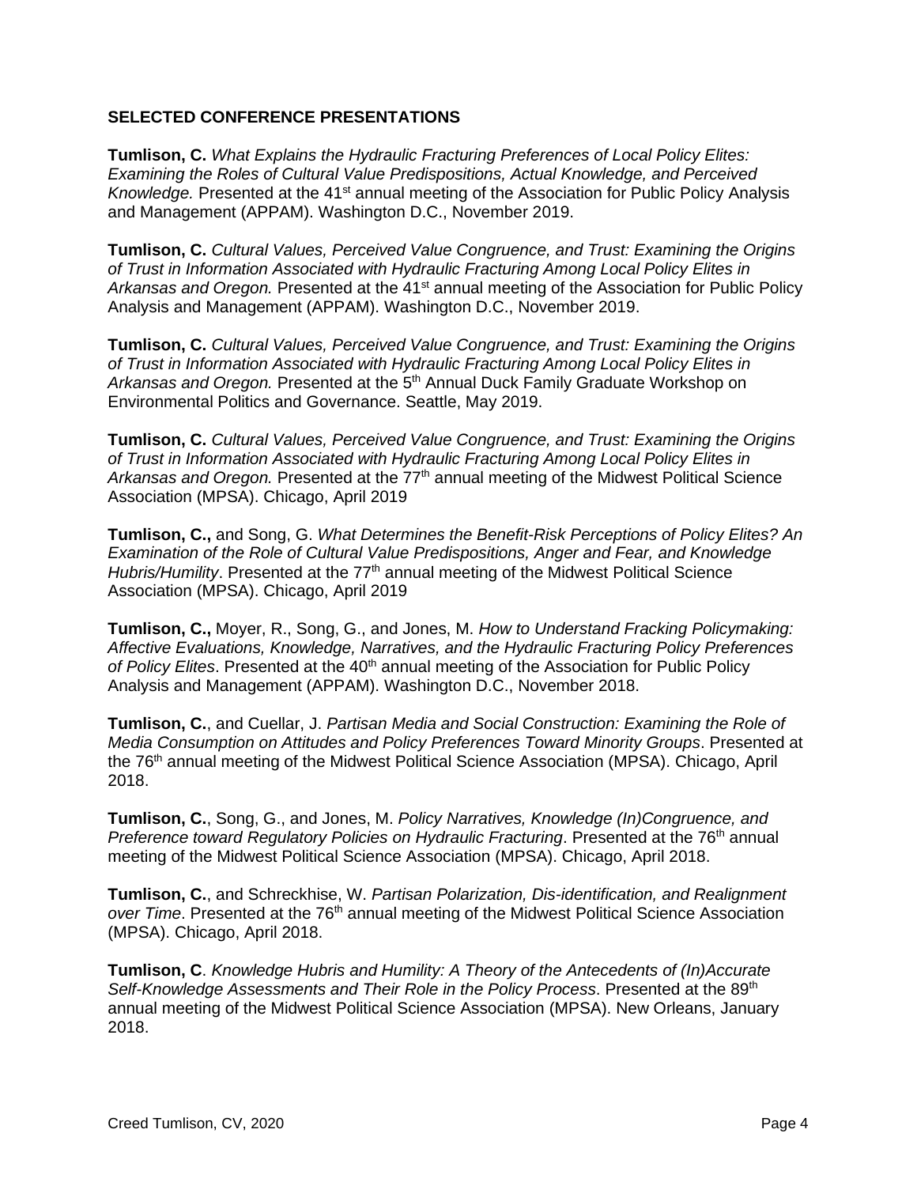**SELECTED CONFERENCE PRESENTATIONS**

**Tumlison, C.** *What Explains the Hydraulic Fracturing Preferences of Local Policy Elites: Examining the Roles of Cultural Value Predispositions, Actual Knowledge, and Perceived Knowledge.* Presented at the 41st annual meeting of the Association for Public Policy Analysis and Management (APPAM). Washington D.C., November 2019.

**Tumlison, C.** *Cultural Values, Perceived Value Congruence, and Trust: Examining the Origins of Trust in Information Associated with Hydraulic Fracturing Among Local Policy Elites in Arkansas and Oregon.* Presented at the 41st annual meeting of the Association for Public Policy Analysis and Management (APPAM). Washington D.C., November 2019.

**Tumlison, C.** *Cultural Values, Perceived Value Congruence, and Trust: Examining the Origins of Trust in Information Associated with Hydraulic Fracturing Among Local Policy Elites in Arkansas and Oregon.* Presented at the 5th Annual Duck Family Graduate Workshop on Environmental Politics and Governance. Seattle, May 2019.

**Tumlison, C.** *Cultural Values, Perceived Value Congruence, and Trust: Examining the Origins of Trust in Information Associated with Hydraulic Fracturing Among Local Policy Elites in Arkansas and Oregon.* Presented at the 77th annual meeting of the Midwest Political Science Association (MPSA). Chicago, April 2019

**Tumlison, C.,** and Song, G. *What Determines the Benefit-Risk Perceptions of Policy Elites? An Examination of the Role of Cultural Value Predispositions, Anger and Fear, and Knowledge Hubris/Humility*. Presented at the 77th annual meeting of the Midwest Political Science Association (MPSA). Chicago, April 2019

**Tumlison, C.,** Moyer, R., Song, G., and Jones, M. *How to Understand Fracking Policymaking: Affective Evaluations, Knowledge, Narratives, and the Hydraulic Fracturing Policy Preferences of Policy Elites*. Presented at the 40th annual meeting of the Association for Public Policy Analysis and Management (APPAM). Washington D.C., November 2018.

**Tumlison, C.**, and Cuellar, J. *Partisan Media and Social Construction: Examining the Role of Media Consumption on Attitudes and Policy Preferences Toward Minority Groups*. Presented at the 76th annual meeting of the Midwest Political Science Association (MPSA). Chicago, April 2018.

**Tumlison, C.**, Song, G., and Jones, M. *Policy Narratives, Knowledge (In)Congruence, and Preference toward Regulatory Policies on Hydraulic Fracturing*. Presented at the 76th annual meeting of the Midwest Political Science Association (MPSA). Chicago, April 2018.

**Tumlison, C.**, and Schreckhise, W. *Partisan Polarization, Dis-identification, and Realignment over Time*. Presented at the 76th annual meeting of the Midwest Political Science Association (MPSA). Chicago, April 2018.

**Tumlison, C**. *Knowledge Hubris and Humility: A Theory of the Antecedents of (In)Accurate Self-Knowledge Assessments and Their Role in the Policy Process*. Presented at the 89th annual meeting of the Midwest Political Science Association (MPSA). New Orleans, January 2018.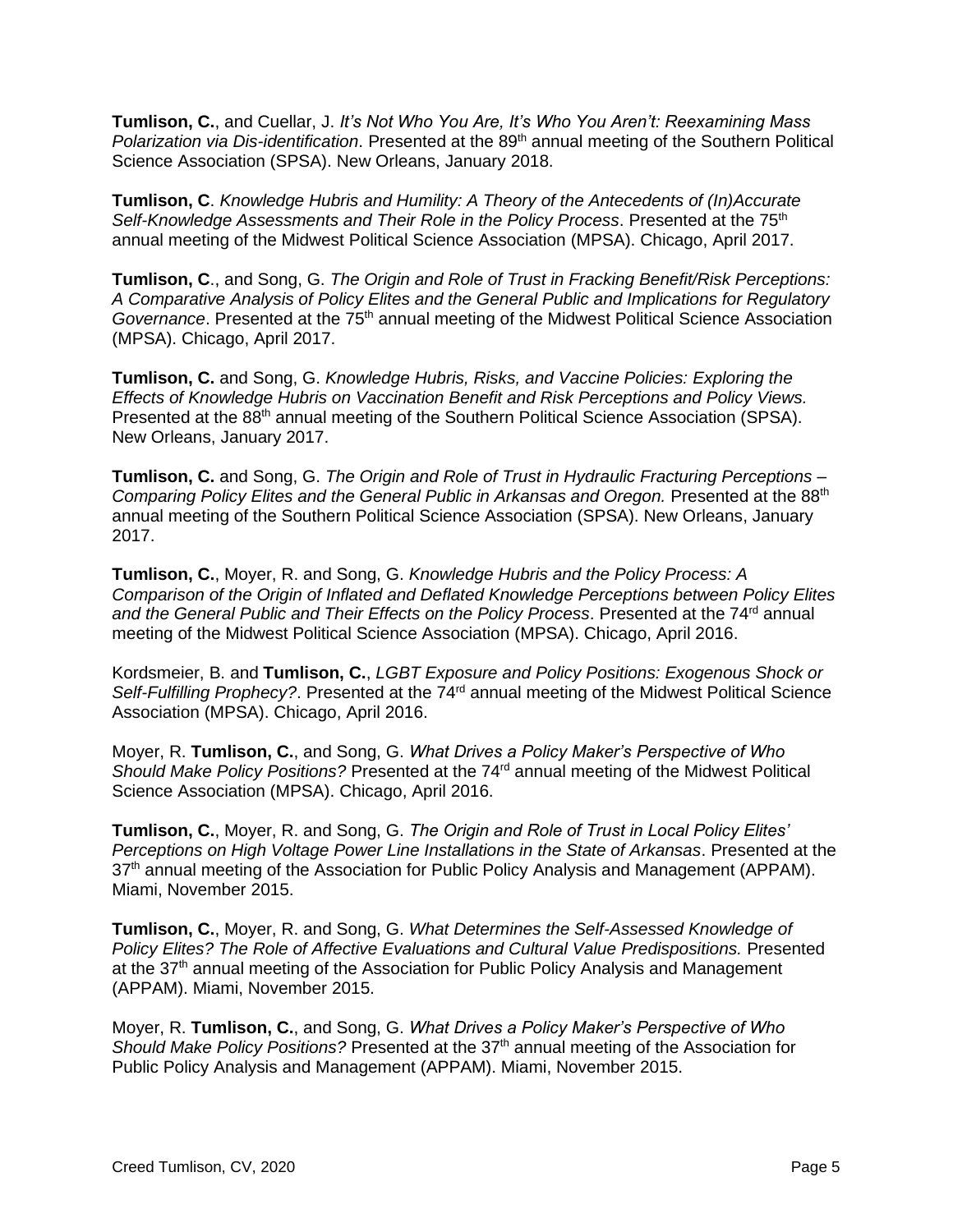**Tumlison, C.**, and Cuellar, J. *It's Not Who You Are, It's Who You Aren't: Reexamining Mass Polarization via Dis-identification*. Presented at the 89th annual meeting of the Southern Political Science Association (SPSA). New Orleans, January 2018.

**Tumlison, C**. *Knowledge Hubris and Humility: A Theory of the Antecedents of (In)Accurate Self-Knowledge Assessments and Their Role in the Policy Process*. Presented at the 75th annual meeting of the Midwest Political Science Association (MPSA). Chicago, April 2017.

**Tumlison, C**., and Song, G. *The Origin and Role of Trust in Fracking Benefit/Risk Perceptions: A Comparative Analysis of Policy Elites and the General Public and Implications for Regulatory Governance*. Presented at the 75th annual meeting of the Midwest Political Science Association (MPSA). Chicago, April 2017.

**Tumlison, C.** and Song, G. *Knowledge Hubris, Risks, and Vaccine Policies: Exploring the Effects of Knowledge Hubris on Vaccination Benefit and Risk Perceptions and Policy Views.* Presented at the 88th annual meeting of the Southern Political Science Association (SPSA). New Orleans, January 2017.

**Tumlison, C.** and Song, G. *The Origin and Role of Trust in Hydraulic Fracturing Perceptions – Comparing Policy Elites and the General Public in Arkansas and Oregon.* Presented at the 88th annual meeting of the Southern Political Science Association (SPSA). New Orleans, January 2017.

**Tumlison, C.**, Moyer, R. and Song, G. *Knowledge Hubris and the Policy Process: A Comparison of the Origin of Inflated and Deflated Knowledge Perceptions between Policy Elites and the General Public and Their Effects on the Policy Process*. Presented at the 74rd annual meeting of the Midwest Political Science Association (MPSA). Chicago, April 2016.

Kordsmeier, B. and **Tumlison, C.**, *LGBT Exposure and Policy Positions: Exogenous Shock or Self-Fulfilling Prophecy?*. Presented at the 74rd annual meeting of the Midwest Political Science Association (MPSA). Chicago, April 2016.

Moyer, R. **Tumlison, C.**, and Song, G. *What Drives a Policy Maker's Perspective of Who Should Make Policy Positions?* Presented at the 74rd annual meeting of the Midwest Political Science Association (MPSA). Chicago, April 2016.

**Tumlison, C.**, Moyer, R. and Song, G. *The Origin and Role of Trust in Local Policy Elites' Perceptions on High Voltage Power Line Installations in the State of Arkansas*. Presented at the 37th annual meeting of the Association for Public Policy Analysis and Management (APPAM). Miami, November 2015.

**Tumlison, C.**, Moyer, R. and Song, G. *What Determines the Self-Assessed Knowledge of Policy Elites? The Role of Affective Evaluations and Cultural Value Predispositions.* Presented at the 37th annual meeting of the Association for Public Policy Analysis and Management (APPAM). Miami, November 2015.

Moyer, R. **Tumlison, C.**, and Song, G. *What Drives a Policy Maker's Perspective of Who Should Make Policy Positions?* Presented at the 37th annual meeting of the Association for Public Policy Analysis and Management (APPAM). Miami, November 2015.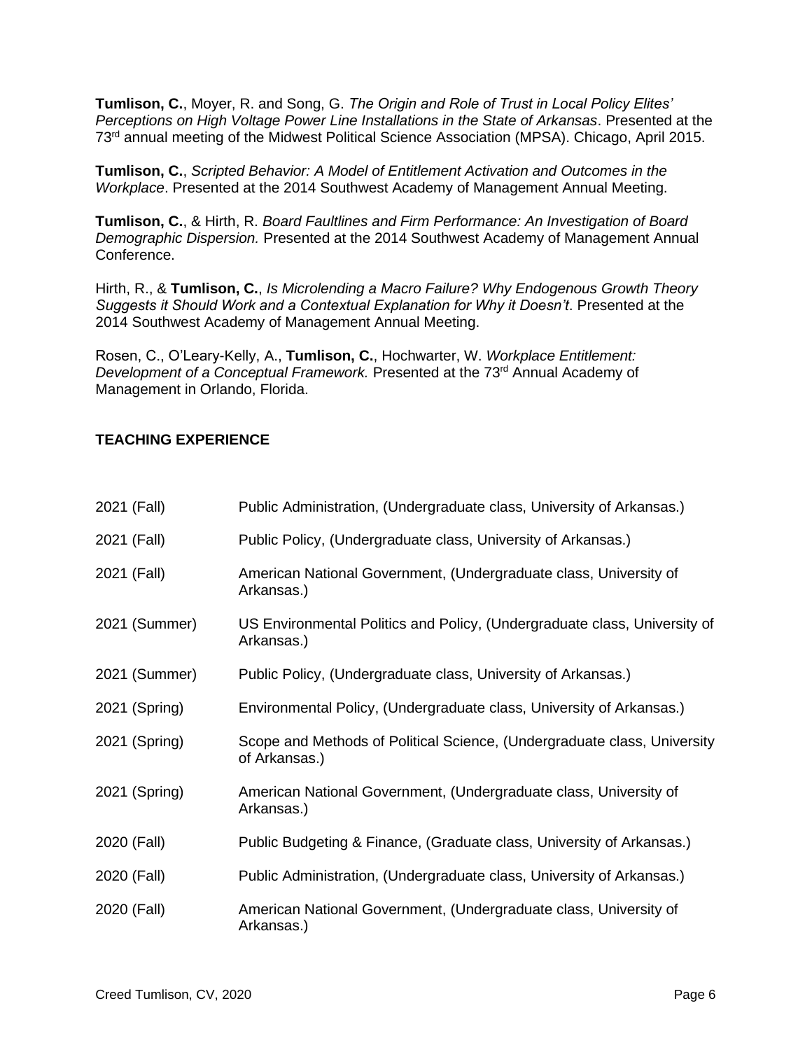**Tumlison, C.**, Moyer, R. and Song, G. *The Origin and Role of Trust in Local Policy Elites' Perceptions on High Voltage Power Line Installations in the State of Arkansas*. Presented at the 73rd annual meeting of the Midwest Political Science Association (MPSA). Chicago, April 2015.

**Tumlison, C.**, *Scripted Behavior: A Model of Entitlement Activation and Outcomes in the Workplace*. Presented at the 2014 Southwest Academy of Management Annual Meeting.

**Tumlison, C.**, & Hirth, R. *Board Faultlines and Firm Performance: An Investigation of Board Demographic Dispersion.* Presented at the 2014 Southwest Academy of Management Annual Conference.

Hirth, R., & **Tumlison, C.**, *Is Microlending a Macro Failure? Why Endogenous Growth Theory Suggests it Should Work and a Contextual Explanation for Why it Doesn't*. Presented at the 2014 Southwest Academy of Management Annual Meeting.

Rosen, C., O'Leary-Kelly, A., **Tumlison, C.**, Hochwarter, W. *Workplace Entitlement: Development of a Conceptual Framework.* Presented at the 73rd Annual Academy of Management in Orlando, Florida.

## TEACHING EXPERIENCE

| | |
|---|---|
| 2021 (Fall) | Public Administration, (Undergraduate class, University of Arkansas.) |
| 2021 (Fall) | Public Policy, (Undergraduate class, University of Arkansas.) |
| 2021 (Fall) | American National Government, (Undergraduate class, University of Arkansas.) |
| 2021 (Summer) | US Environmental Politics and Policy, (Undergraduate class, University of Arkansas.) |
| 2021 (Summer) | Public Policy, (Undergraduate class, University of Arkansas.) |
| 2021 (Spring) | Environmental Policy, (Undergraduate class, University of Arkansas.) |
| 2021 (Spring) | Scope and Methods of Political Science, (Undergraduate class, University of Arkansas.) |
| 2021 (Spring) | American National Government, (Undergraduate class, University of Arkansas.) |
| 2020 (Fall) | Public Budgeting & Finance, (Graduate class, University of Arkansas.) |
| 2020 (Fall) | Public Administration, (Undergraduate class, University of Arkansas.) |
| 2020 (Fall) | American National Government, (Undergraduate class, University of Arkansas.) |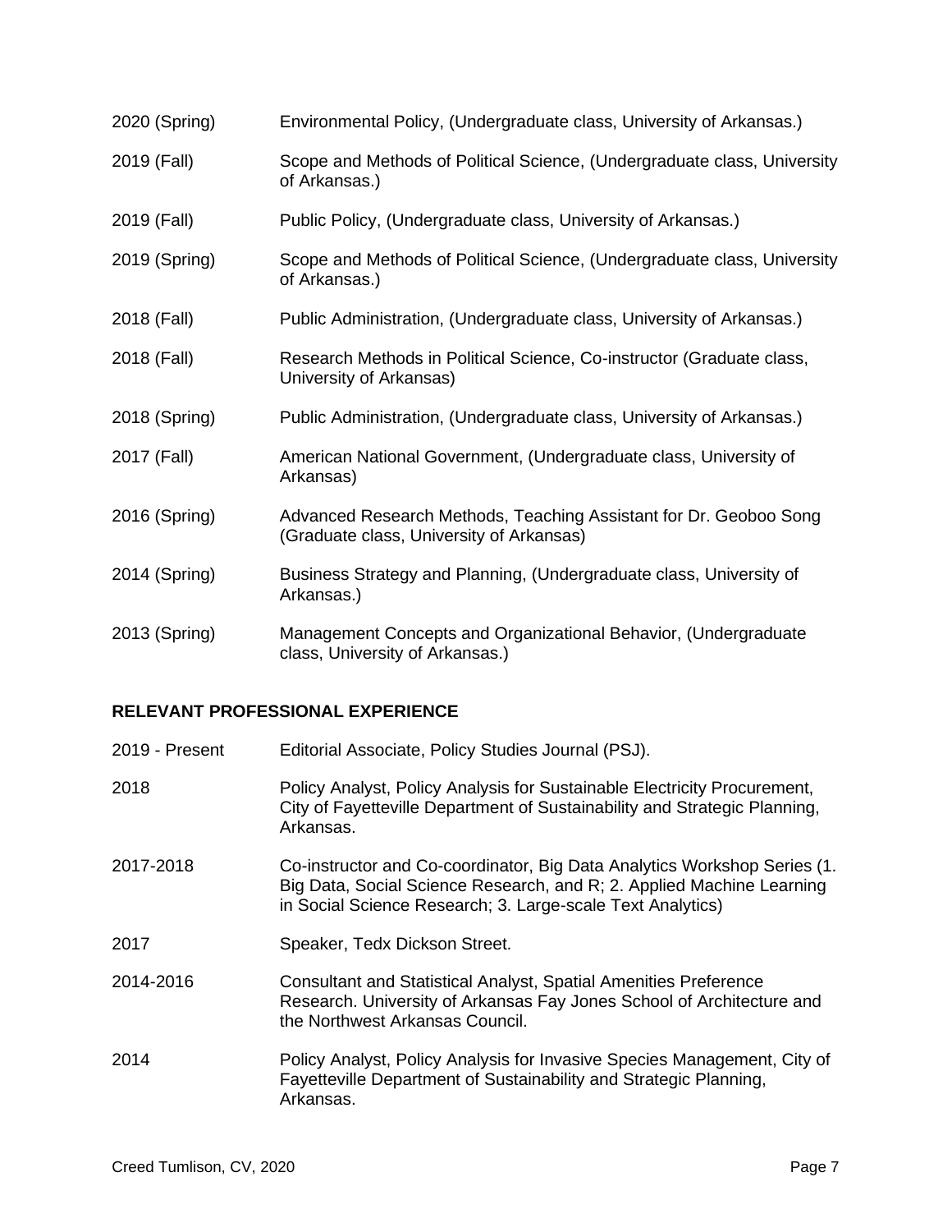| | |
|---|---|
| 2020 (Spring) | Environmental Policy, (Undergraduate class, University of Arkansas.) |
| 2019 (Fall) | Scope and Methods of Political Science, (Undergraduate class, University of Arkansas.) |
| 2019 (Fall) | Public Policy, (Undergraduate class, University of Arkansas.) |
| 2019 (Spring) | Scope and Methods of Political Science, (Undergraduate class, University of Arkansas.) |
| 2018 (Fall) | Public Administration, (Undergraduate class, University of Arkansas.) |
| 2018 (Fall) | Research Methods in Political Science, Co-instructor (Graduate class, University of Arkansas) |
| 2018 (Spring) | Public Administration, (Undergraduate class, University of Arkansas.) |
| 2017 (Fall) | American National Government, (Undergraduate class, University of Arkansas) |
| 2016 (Spring) | Advanced Research Methods, Teaching Assistant for Dr. Geoboo Song (Graduate class, University of Arkansas) |
| 2014 (Spring) | Business Strategy and Planning, (Undergraduate class, University of Arkansas.) |
| 2013 (Spring) | Management Concepts and Organizational Behavior, (Undergraduate class, University of Arkansas.) |

**RELEVANT PROFESSIONAL EXPERIENCE**

| | |
|---|---|
| 2019 - Present | Editorial Associate, Policy Studies Journal (PSJ). |
| 2018 | Policy Analyst, Policy Analysis for Sustainable Electricity Procurement, City of Fayetteville Department of Sustainability and Strategic Planning, Arkansas. |
| 2017-2018 | Co-instructor and Co-coordinator, Big Data Analytics Workshop Series (1. Big Data, Social Science Research, and R; 2. Applied Machine Learning in Social Science Research; 3. Large-scale Text Analytics) |
| 2017 | Speaker, Tedx Dickson Street. |
| 2014-2016 | Consultant and Statistical Analyst, Spatial Amenities Preference Research. University of Arkansas Fay Jones School of Architecture and the Northwest Arkansas Council. |
| 2014 | Policy Analyst, Policy Analysis for Invasive Species Management, City of Fayetteville Department of Sustainability and Strategic Planning, Arkansas. |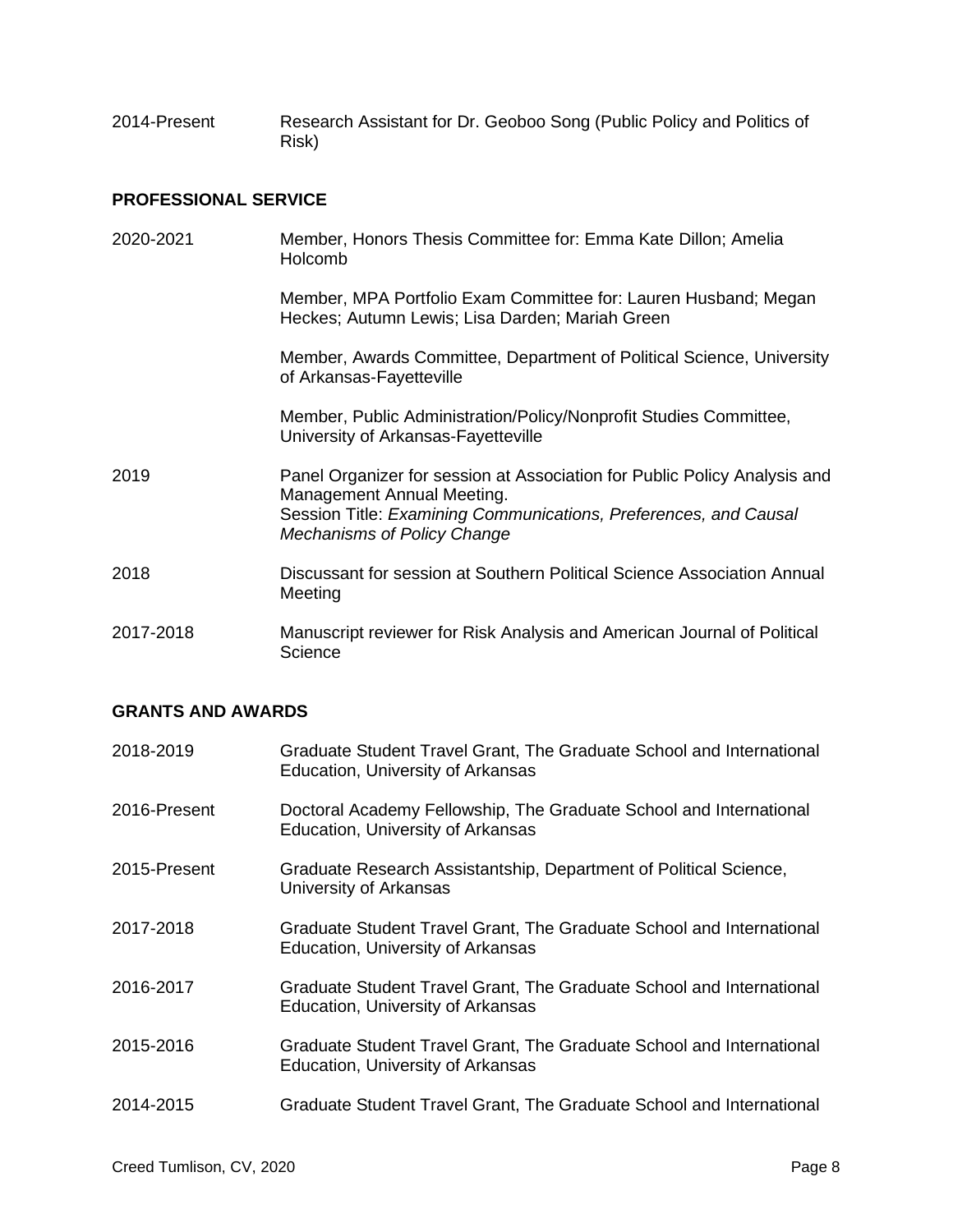2014-Present Research Assistant for Dr. Geoboo Song (Public Policy and Politics of Risk)

## PROFESSIONAL SERVICE

2020-2021 Member, Honors Thesis Committee for: Emma Kate Dillon; Amelia Holcomb

Member, MPA Portfolio Exam Committee for: Lauren Husband; Megan Heckes; Autumn Lewis; Lisa Darden; Mariah Green

Member, Awards Committee, Department of Political Science, University of Arkansas-Fayetteville

Member, Public Administration/Policy/Nonprofit Studies Committee, University of Arkansas-Fayetteville

2019 Panel Organizer for session at Association for Public Policy Analysis and Management Annual Meeting.
Session Title: *Examining Communications, Preferences, and Causal Mechanisms of Policy Change*

2018 Discussant for session at Southern Political Science Association Annual Meeting

2017-2018 Manuscript reviewer for Risk Analysis and American Journal of Political Science

## GRANTS AND AWARDS

2018-2019 Graduate Student Travel Grant, The Graduate School and International Education, University of Arkansas

2016-Present Doctoral Academy Fellowship, The Graduate School and International Education, University of Arkansas

2015-Present Graduate Research Assistantship, Department of Political Science, University of Arkansas

2017-2018 Graduate Student Travel Grant, The Graduate School and International Education, University of Arkansas

2016-2017 Graduate Student Travel Grant, The Graduate School and International Education, University of Arkansas

2015-2016 Graduate Student Travel Grant, The Graduate School and International Education, University of Arkansas

2014-2015 Graduate Student Travel Grant, The Graduate School and International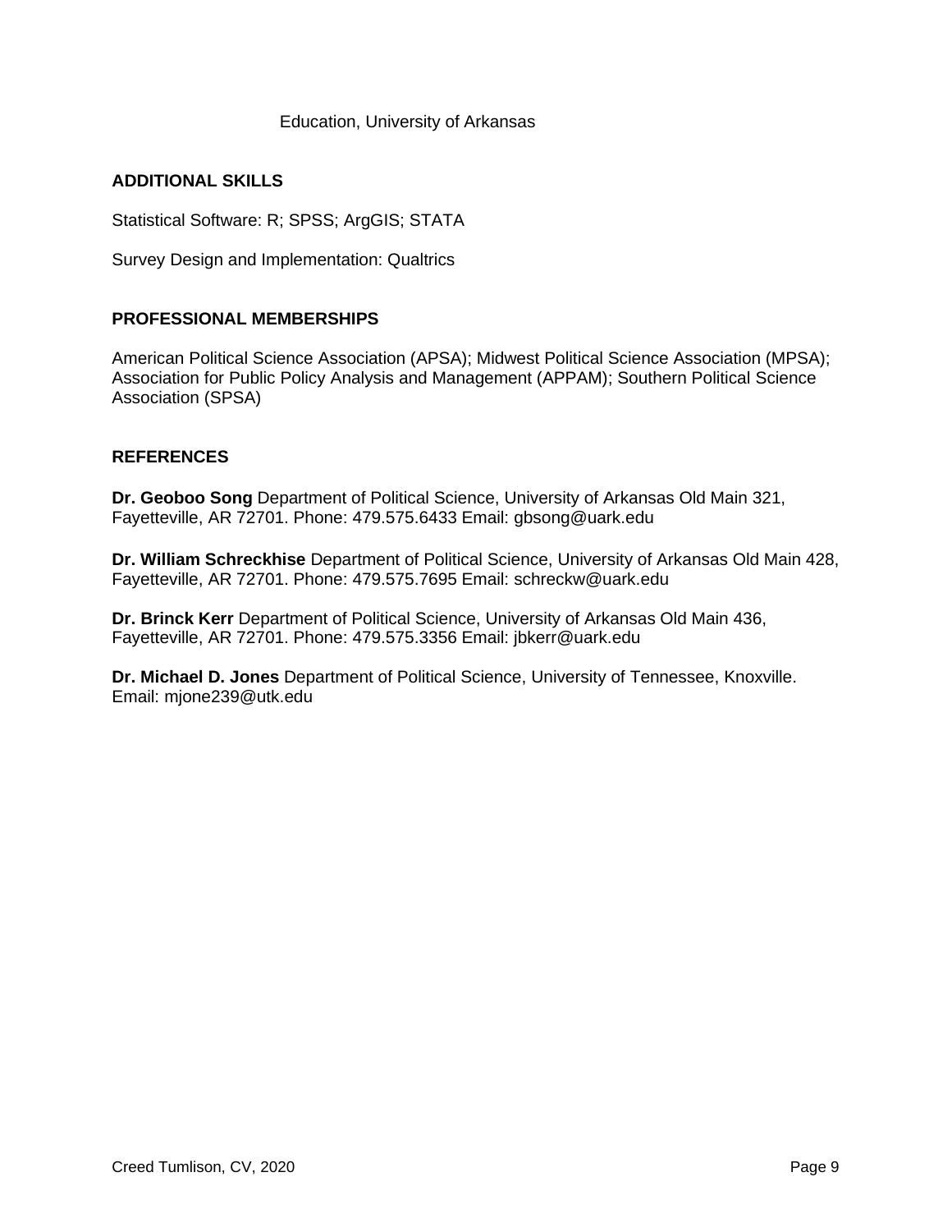Education, University of Arkansas

## ADDITIONAL SKILLS

Statistical Software: R; SPSS; ArgGIS; STATA

Survey Design and Implementation: Qualtrics

## PROFESSIONAL MEMBERSHIPS

American Political Science Association (APSA); Midwest Political Science Association (MPSA); Association for Public Policy Analysis and Management (APPAM); Southern Political Science Association (SPSA)

## REFERENCES

**Dr. Geoboo Song** Department of Political Science, University of Arkansas Old Main 321, Fayetteville, AR 72701. Phone: 479.575.6433 Email: gbsong@uark.edu

**Dr. William Schreckhise** Department of Political Science, University of Arkansas Old Main 428, Fayetteville, AR 72701. Phone: 479.575.7695 Email: schreckw@uark.edu

**Dr. Brinck Kerr** Department of Political Science, University of Arkansas Old Main 436, Fayetteville, AR 72701. Phone: 479.575.3356 Email: jbkerr@uark.edu

**Dr. Michael D. Jones** Department of Political Science, University of Tennessee, Knoxville. Email: mjone239@utk.edu